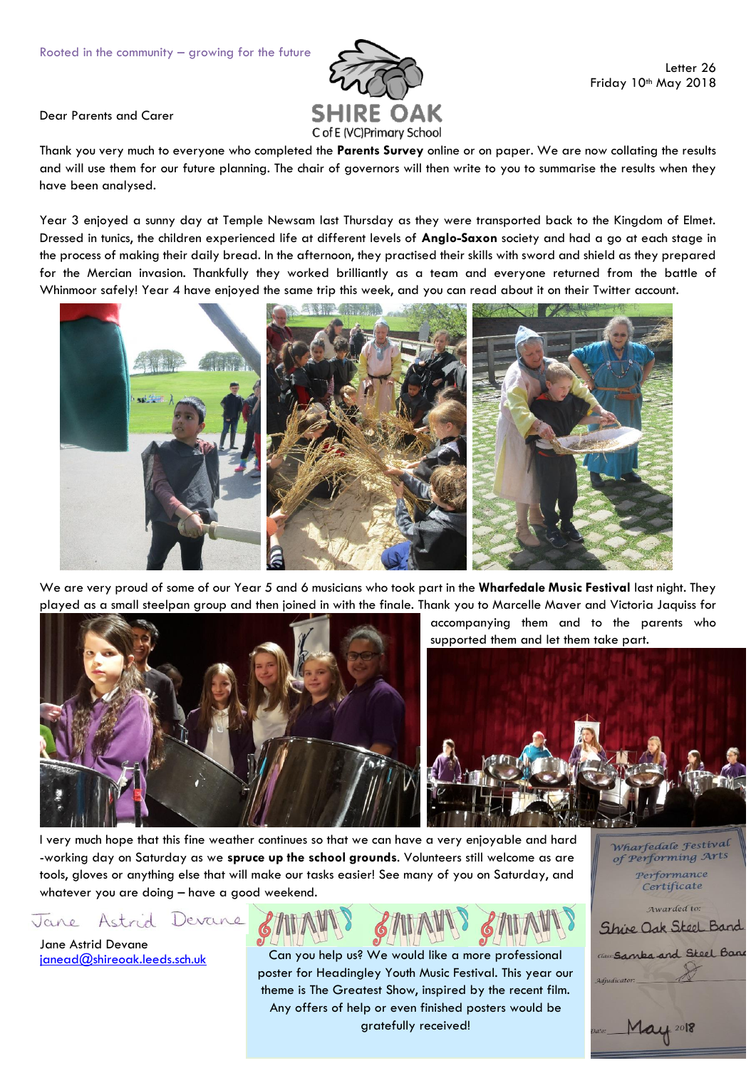Rooted in the community – growing for the future

SHIRE OAK
C of E (VC)Primary School

Letter 26
Friday 10th May 2018

Dear Parents and Carer

Thank you very much to everyone who completed the **Parents Survey** online or on paper. We are now collating the results and will use them for our future planning. The chair of governors will then write to you to summarise the results when they have been analysed.

Year 3 enjoyed a sunny day at Temple Newsam last Thursday as they were transported back to the Kingdom of Elmet. Dressed in tunics, the children experienced life at different levels of **Anglo-Saxon** society and had a go at each stage in the process of making their daily bread. In the afternoon, they practised their skills with sword and shield as they prepared for the Mercian invasion. Thankfully they worked brilliantly as a team and everyone returned from the battle of Whinmoor safely! Year 4 have enjoyed the same trip this week, and you can read about it on their Twitter account.

We are very proud of some of our Year 5 and 6 musicians who took part in the **Wharfedale Music Festival** last night. They played as a small steelpan group and then joined in with the finale. Thank you to Marcelle Maver and Victoria Jaquiss for accompanying them and to the parents who supported them and let them take part.

I very much hope that this fine weather continues so that we can have a very enjoyable and hard-working day on Saturday as we **spruce up the school grounds**. Volunteers still welcome as are tools, gloves or anything else that will make our tasks easier! See many of you on Saturday, and whatever you are doing – have a good weekend.

Jane Astrid Devane

Jane Astrid Devane
janead@shireoak.leeds.sch.uk

Can you help us? We would like a more professional poster for Headingley Youth Music Festival. This year our theme is The Greatest Show, inspired by the recent film. Any offers of help or even finished posters would be gratefully received!

Wharfedale Festival of Performing Arts
Performance Certificate
Awarded to: Shire Oak Steel Band
Class: Samba and Steel Band
Adjudicator:
Date: May 2018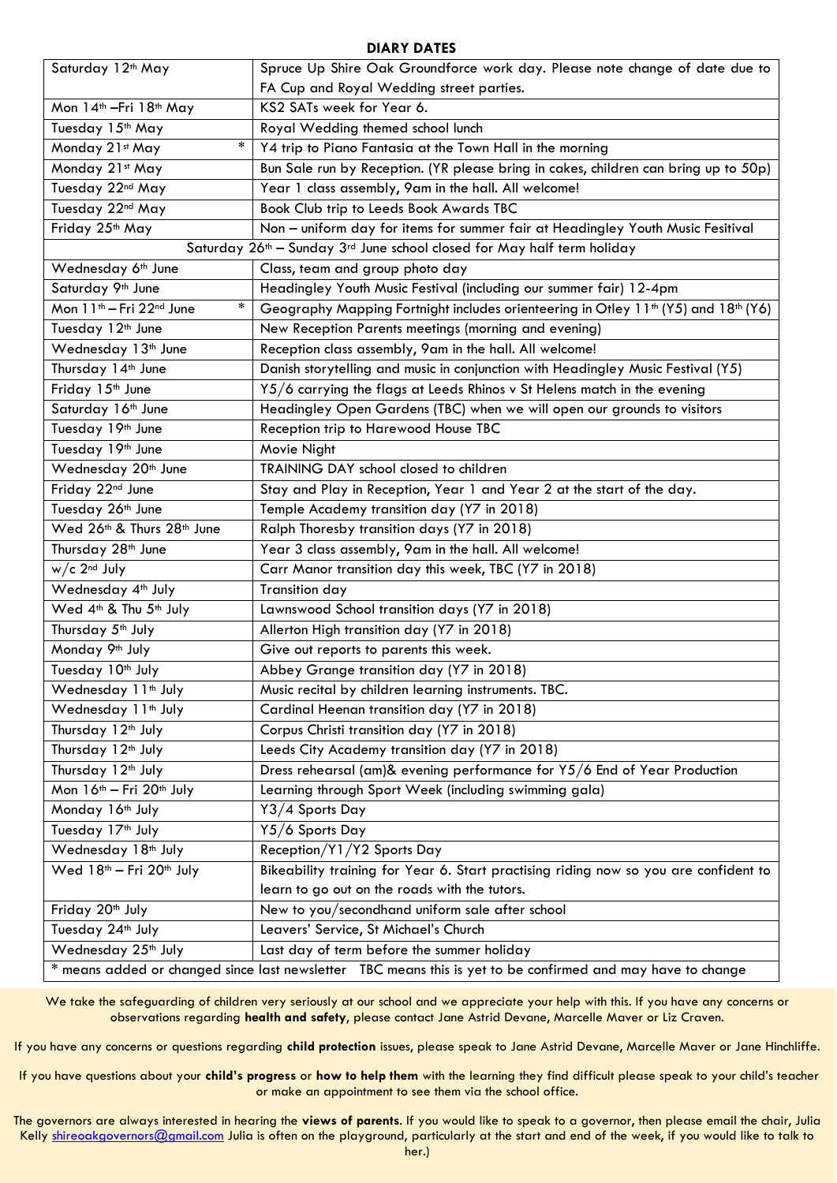**DIARY DATES**

| | |
|---|---|
| Saturday 12th May | Spruce Up Shire Oak Groundforce work day. Please note change of date due to FA Cup and Royal Wedding street parties. |
| Mon 14th –Fri 18th May | KS2 SATs week for Year 6. |
| Tuesday 15th May | Royal Wedding themed school lunch |
| Monday 21st May * | Y4 trip to Piano Fantasia at the Town Hall in the morning |
| Monday 21st May | Bun Sale run by Reception. (YR please bring in cakes, children can bring up to 50p) |
| Tuesday 22nd May | Year 1 class assembly, 9am in the hall. All welcome! |
| Tuesday 22nd May | Book Club trip to Leeds Book Awards TBC |
| Friday 25th May | Non – uniform day for items for summer fair at Headingley Youth Music Fesitival |
| Saturday 26th – Sunday 3rd June school closed for May half term holiday | |
| Wednesday 6th June | Class, team and group photo day |
| Saturday 9th June | Headingley Youth Music Festival (including our summer fair) 12-4pm |
| Mon 11th – Fri 22nd June * | Geography Mapping Fortnight includes orienteering in Otley 11th (Y5) and 18th (Y6) |
| Tuesday 12th June | New Reception Parents meetings (morning and evening) |
| Wednesday 13th June | Reception class assembly, 9am in the hall. All welcome! |
| Thursday 14th June | Danish storytelling and music in conjunction with Headingley Music Festival (Y5) |
| Friday 15th June | Y5/6 carrying the flags at Leeds Rhinos v St Helens match in the evening |
| Saturday 16th June | Headingley Open Gardens (TBC) when we will open our grounds to visitors |
| Tuesday 19th June | Reception trip to Harewood House TBC |
| Tuesday 19th June | Movie Night |
| Wednesday 20th June | TRAINING DAY school closed to children |
| Friday 22nd June | Stay and Play in Reception, Year 1 and Year 2 at the start of the day. |
| Tuesday 26th June | Temple Academy transition day (Y7 in 2018) |
| Wed 26th & Thurs 28th June | Ralph Thoresby transition days (Y7 in 2018) |
| Thursday 28th June | Year 3 class assembly, 9am in the hall. All welcome! |
| w/c 2nd July | Carr Manor transition day this week, TBC (Y7 in 2018) |
| Wednesday 4th July | Transition day |
| Wed 4th & Thu 5th July | Lawnswood School transition days (Y7 in 2018) |
| Thursday 5th July | Allerton High transition day (Y7 in 2018) |
| Monday 9th July | Give out reports to parents this week. |
| Tuesday 10th July | Abbey Grange transition day (Y7 in 2018) |
| Wednesday 11th July | Music recital by children learning instruments. TBC. |
| Wednesday 11th July | Cardinal Heenan transition day (Y7 in 2018) |
| Thursday 12th July | Corpus Christi transition day (Y7 in 2018) |
| Thursday 12th July | Leeds City Academy transition day (Y7 in 2018) |
| Thursday 12th July | Dress rehearsal (am)& evening performance for Y5/6 End of Year Production |
| Mon 16th – Fri 20th July | Learning through Sport Week (including swimming gala) |
| Monday 16th July | Y3/4 Sports Day |
| Tuesday 17th July | Y5/6 Sports Day |
| Wednesday 18th July | Reception/Y1/Y2 Sports Day |
| Wed 18th – Fri 20th July | Bikeability training for Year 6. Start practising riding now so you are confident to learn to go out on the roads with the tutors. |
| Friday 20th July | New to you/secondhand uniform sale after school |
| Tuesday 24th July | Leavers' Service, St Michael's Church |
| Wednesday 25th July | Last day of term before the summer holiday |
| * means added or changed since last newsletter TBC means this is yet to be confirmed and may have to change | |

We take the safeguarding of children very seriously at our school and we appreciate your help with this. If you have any concerns or observations regarding **health and safety**, please contact Jane Astrid Devane, Marcelle Maver or Liz Craven.

If you have any concerns or questions regarding **child protection** issues, please speak to Jane Astrid Devane, Marcelle Maver or Jane Hinchliffe.

If you have questions about your **child's progress** or **how to help them** with the learning they find difficult please speak to your child's teacher or make an appointment to see them via the school office.

The governors are always interested in hearing the **views of parents**. If you would like to speak to a governor, then please email the chair, Julia Kelly shireoakgovernors@gmail.com Julia is often on the playground, particularly at the start and end of the week, if you would like to talk to her.)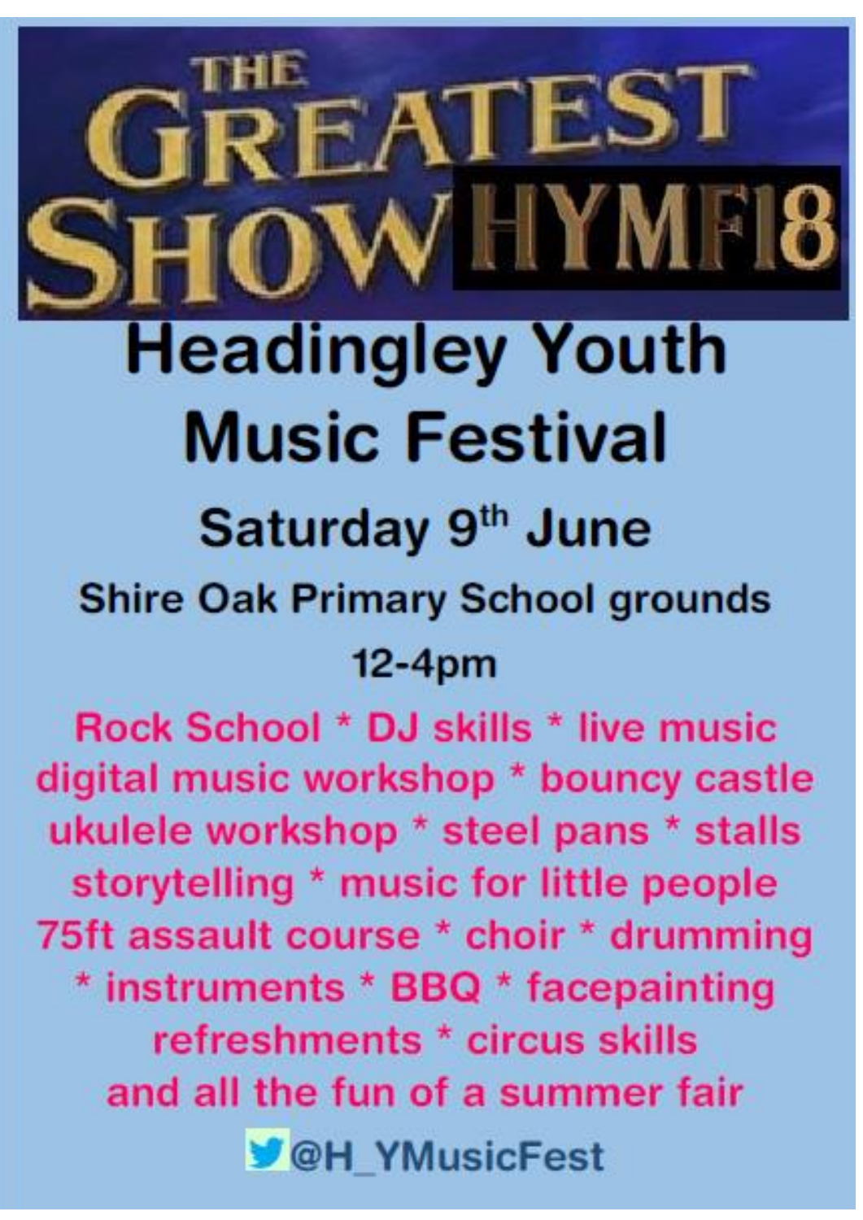# THE GREATEST SHOW HYMF18

# Headingley Youth Music Festival

## Saturday 9th June

**Shire Oak Primary School grounds**

**12-4pm**

Rock School * DJ skills * live music
digital music workshop * bouncy castle
ukulele workshop * steel pans * stalls
storytelling * music for little people
75ft assault course * choir * drumming
* instruments * BBQ * facepainting
refreshments * circus skills
and all the fun of a summer fair

@H_YMusicFest